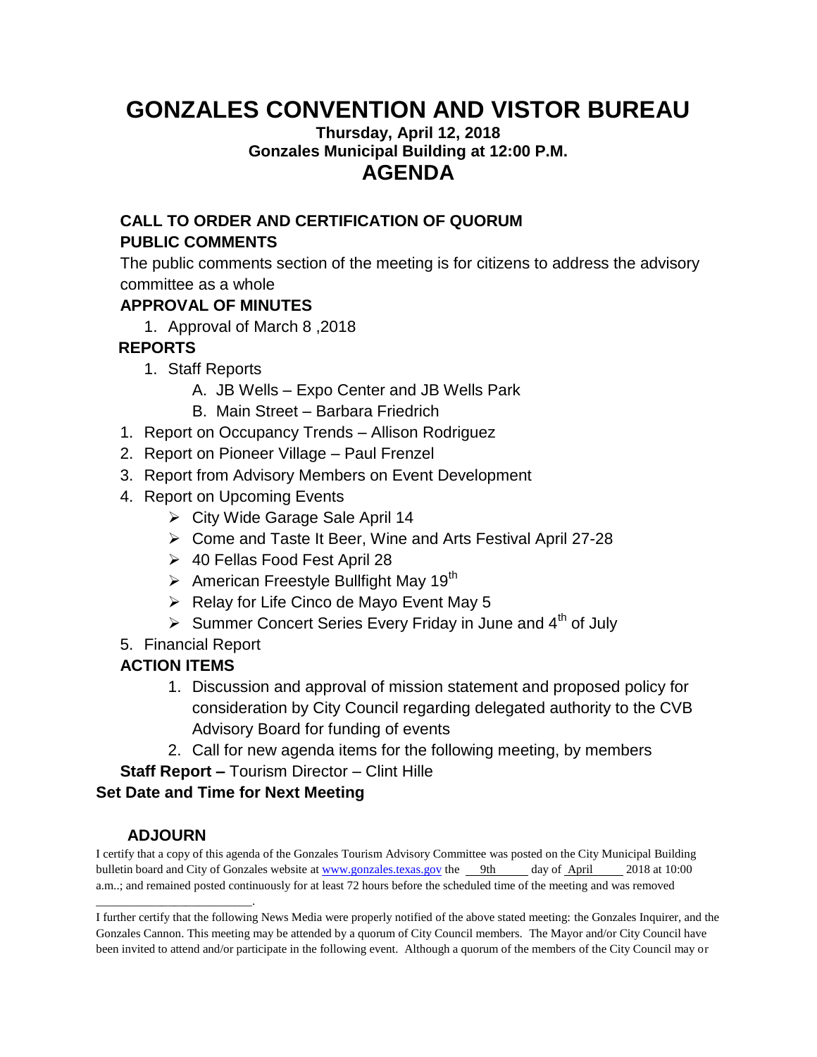# GONZALES CONVENTION AND VISTOR BUREAU

**Thursday, April 12, 2018**
**Gonzales Municipal Building at 12:00 P.M.**

## AGENDA

**CALL TO ORDER AND CERTIFICATION OF QUORUM**

**PUBLIC COMMENTS**

The public comments section of the meeting is for citizens to address the advisory committee as a whole

**APPROVAL OF MINUTES**

1. Approval of March 8 ,2018

**REPORTS**

1. Staff Reports
   - A. JB Wells – Expo Center and JB Wells Park
   - B. Main Street – Barbara Friedrich

1. Report on Occupancy Trends – Allison Rodriguez
2. Report on Pioneer Village – Paul Frenzel
3. Report from Advisory Members on Event Development
4. Report on Upcoming Events
   - City Wide Garage Sale April 14
   - Come and Taste It Beer, Wine and Arts Festival April 27-28
   - 40 Fellas Food Fest April 28
   - American Freestyle Bullfight May 19th
   - Relay for Life Cinco de Mayo Event May 5
   - Summer Concert Series Every Friday in June and 4th of July
5. Financial Report

**ACTION ITEMS**

1. Discussion and approval of mission statement and proposed policy for consideration by City Council regarding delegated authority to the CVB Advisory Board for funding of events
2. Call for new agenda items for the following meeting, by members

**Staff Report –** Tourism Director – Clint Hille

**Set Date and Time for Next Meeting**

**ADJOURN**

I certify that a copy of this agenda of the Gonzales Tourism Advisory Committee was posted on the City Municipal Building bulletin board and City of Gonzales website at www.gonzales.texas.gov the 9th day of April 2018 at 10:00 a.m..; and remained posted continuously for at least 72 hours before the scheduled time of the meeting and was removed \_\_\_\_\_\_\_\_\_\_\_\_\_\_\_\_\_\_\_\_\_\_\_\_\_.

I further certify that the following News Media were properly notified of the above stated meeting: the Gonzales Inquirer, and the Gonzales Cannon. This meeting may be attended by a quorum of City Council members. The Mayor and/or City Council have been invited to attend and/or participate in the following event. Although a quorum of the members of the City Council may or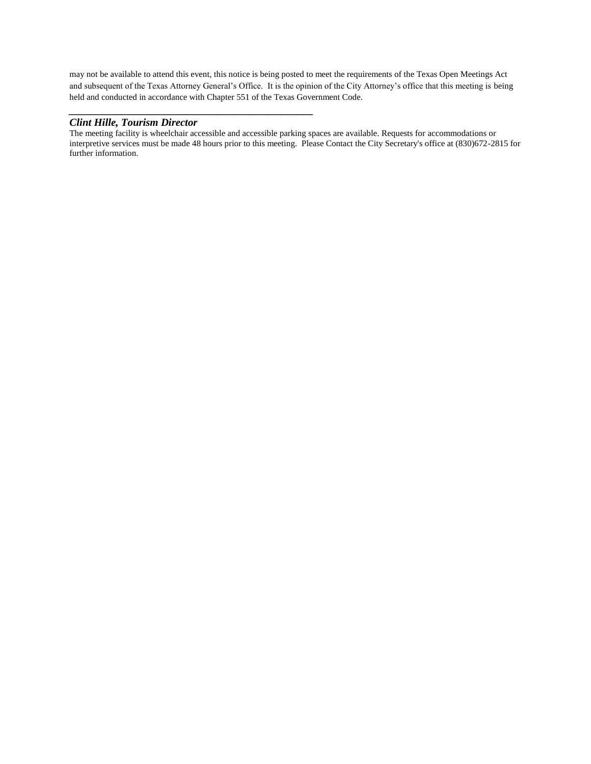may not be available to attend this event, this notice is being posted to meet the requirements of the Texas Open Meetings Act and subsequent of the Texas Attorney General's Office. It is the opinion of the City Attorney's office that this meeting is being held and conducted in accordance with Chapter 551 of the Texas Government Code.

___________________________________________

***Clint Hille, Tourism Director***

The meeting facility is wheelchair accessible and accessible parking spaces are available. Requests for accommodations or interpretive services must be made 48 hours prior to this meeting. Please Contact the City Secretary's office at (830)672-2815 for further information.